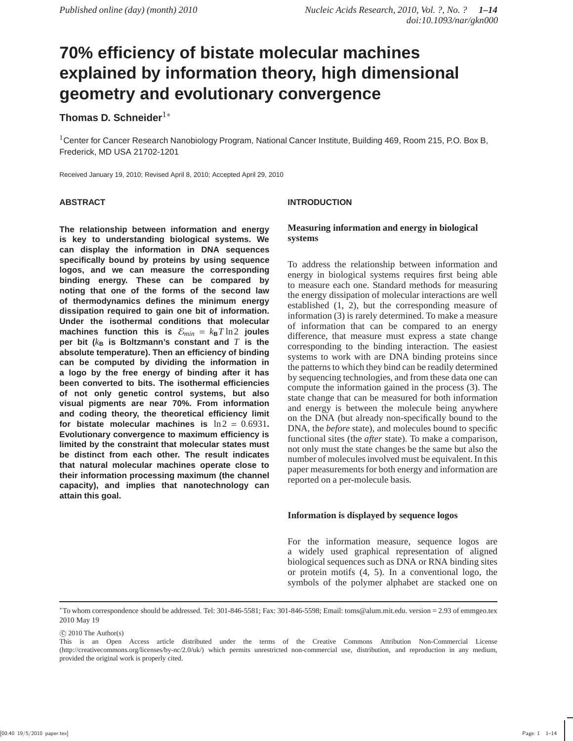# 70% efficiency of bistate molecular machines explained by information theory, high dimensional geometry and evolutionary convergence

**Thomas D. Schneider**[1*]

[1]Center for Cancer Research Nanobiology Program, National Cancer Institute, Building 469, Room 215, P.O. Box B, Frederick, MD USA 21702-1201

Received January 19, 2010; Revised April 8, 2010; Accepted April 29, 2010

## ABSTRACT

**The relationship between information and energy is key to understanding biological systems. We can display the information in DNA sequences specifically bound by proteins by using sequence logos, and we can measure the corresponding binding energy. These can be compared by noting that one of the forms of the second law of thermodynamics defines the minimum energy dissipation required to gain one bit of information. Under the isothermal conditions that molecular machines function this is $\mathcal{E}_{min} = k_{\mathbf{B}} T \ln 2$ joules per bit ($k_{\mathbf{B}}$ is Boltzmann's constant and $T$ is the absolute temperature). Then an efficiency of binding can be computed by dividing the information in a logo by the free energy of binding after it has been converted to bits. The isothermal efficiencies of not only genetic control systems, but also visual pigments are near 70%. From information and coding theory, the theoretical efficiency limit for bistate molecular machines is $\ln 2 = 0.6931$. Evolutionary convergence to maximum efficiency is limited by the constraint that molecular states must be distinct from each other. The result indicates that natural molecular machines operate close to their information processing maximum (the channel capacity), and implies that nanotechnology can attain this goal.**

## INTRODUCTION

### Measuring information and energy in biological systems

To address the relationship between information and energy in biological systems requires first being able to measure each one. Standard methods for measuring the energy dissipation of molecular interactions are well established (1, 2), but the corresponding measure of information (3) is rarely determined. To make a measure of information that can be compared to an energy difference, that measure must express a state change corresponding to the binding interaction. The easiest systems to work with are DNA binding proteins since the patterns to which they bind can be readily determined by sequencing technologies, and from these data one can compute the information gained in the process (3). The state change that can be measured for both information and energy is between the molecule being anywhere on the DNA (but already non-specifically bound to the DNA, the *before* state), and molecules bound to specific functional sites (the *after* state). To make a comparison, not only must the state changes be the same but also the number of molecules involved must be equivalent. In this paper measurements for both energy and information are reported on a per-molecule basis.

### Information is displayed by sequence logos

For the information measure, sequence logos are a widely used graphical representation of aligned biological sequences such as DNA or RNA binding sites or protein motifs (4, 5). In a conventional logo, the symbols of the polymer alphabet are stacked one on

*To whom correspondence should be addressed. Tel: 301-846-5581; Fax: 301-846-5598; Email: toms@alum.mit.edu. version = 2.93 of emmgeo.tex 2010 May 19

© 2010 The Author(s)
This is an Open Access article distributed under the terms of the Creative Commons Attribution Non-Commercial License (http://creativecommons.org/licenses/by-nc/2.0/uk/) which permits unrestricted non-commercial use, distribution, and reproduction in any medium, provided the original work is properly cited.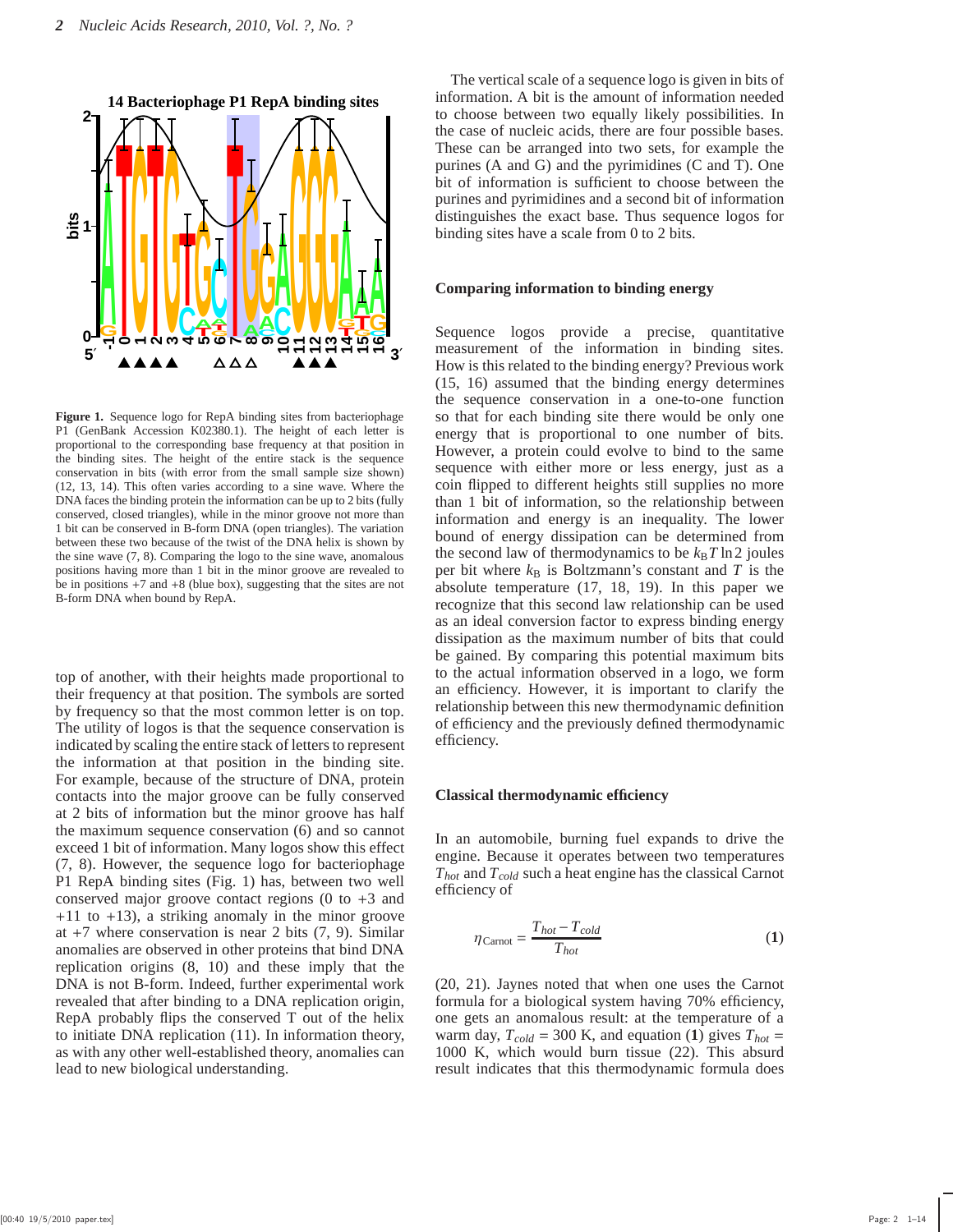**Figure 1.** Sequence logo for RepA binding sites from bacteriophage P1 (GenBank Accession K02380.1). The height of each letter is proportional to the corresponding base frequency at that position in the binding sites. The height of the entire stack is the sequence conservation in bits (with error from the small sample size shown) (12, 13, 14). This often varies according to a sine wave. Where the DNA faces the binding protein the information can be up to 2 bits (fully conserved, closed triangles), while in the minor groove not more than 1 bit can be conserved in B-form DNA (open triangles). The variation between these two because of the twist of the DNA helix is shown by the sine wave (7, 8). Comparing the logo to the sine wave, anomalous positions having more than 1 bit in the minor groove are revealed to be in positions +7 and +8 (blue box), suggesting that the sites are not B-form DNA when bound by RepA.

top of another, with their heights made proportional to their frequency at that position. The symbols are sorted by frequency so that the most common letter is on top. The utility of logos is that the sequence conservation is indicated by scaling the entire stack of letters to represent the information at that position in the binding site. For example, because of the structure of DNA, protein contacts into the major groove can be fully conserved at 2 bits of information but the minor groove has half the maximum sequence conservation (6) and so cannot exceed 1 bit of information. Many logos show this effect (7, 8). However, the sequence logo for bacteriophage P1 RepA binding sites (Fig. 1) has, between two well conserved major groove contact regions (0 to +3 and +11 to +13), a striking anomaly in the minor groove at +7 where conservation is near 2 bits (7, 9). Similar anomalies are observed in other proteins that bind DNA replication origins (8, 10) and these imply that the DNA is not B-form. Indeed, further experimental work revealed that after binding to a DNA replication origin, RepA probably flips the conserved T out of the helix to initiate DNA replication (11). In information theory, as with any other well-established theory, anomalies can lead to new biological understanding.

The vertical scale of a sequence logo is given in bits of information. A bit is the amount of information needed to choose between two equally likely possibilities. In the case of nucleic acids, there are four possible bases. These can be arranged into two sets, for example the purines (A and G) and the pyrimidines (C and T). One bit of information is sufficient to choose between the purines and pyrimidines and a second bit of information distinguishes the exact base. Thus sequence logos for binding sites have a scale from 0 to 2 bits.

## Comparing information to binding energy

Sequence logos provide a precise, quantitative measurement of the information in binding sites. How is this related to the binding energy? Previous work (15, 16) assumed that the binding energy determines the sequence conservation in a one-to-one function so that for each binding site there would be only one energy that is proportional to one number of bits. However, a protein could evolve to bind to the same sequence with either more or less energy, just as a coin flipped to different heights still supplies no more than 1 bit of information, so the relationship between information and energy is an inequality. The lower bound of energy dissipation can be determined from the second law of thermodynamics to be $k_{\mathrm{B}}T \ln 2$ joules per bit where $k_{\mathrm{B}}$ is Boltzmann's constant and $T$ is the absolute temperature (17, 18, 19). In this paper we recognize that this second law relationship can be used as an ideal conversion factor to express binding energy dissipation as the maximum number of bits that could be gained. By comparing this potential maximum bits to the actual information observed in a logo, we form an efficiency. However, it is important to clarify the relationship between this new thermodynamic definition of efficiency and the previously defined thermodynamic efficiency.

## Classical thermodynamic efficiency

In an automobile, burning fuel expands to drive the engine. Because it operates between two temperatures $T_{hot}$ and $T_{cold}$ such a heat engine has the classical Carnot efficiency of

$$\eta_{\text{Carnot}} = \frac{T_{hot} - T_{cold}}{T_{hot}} \tag{1}$$

(20, 21). Jaynes noted that when one uses the Carnot formula for a biological system having 70% efficiency, one gets an anomalous result: at the temperature of a warm day, $T_{cold} = 300$ K, and equation (**1**) gives $T_{hot} = 1000$ K, which would burn tissue (22). This absurd result indicates that this thermodynamic formula does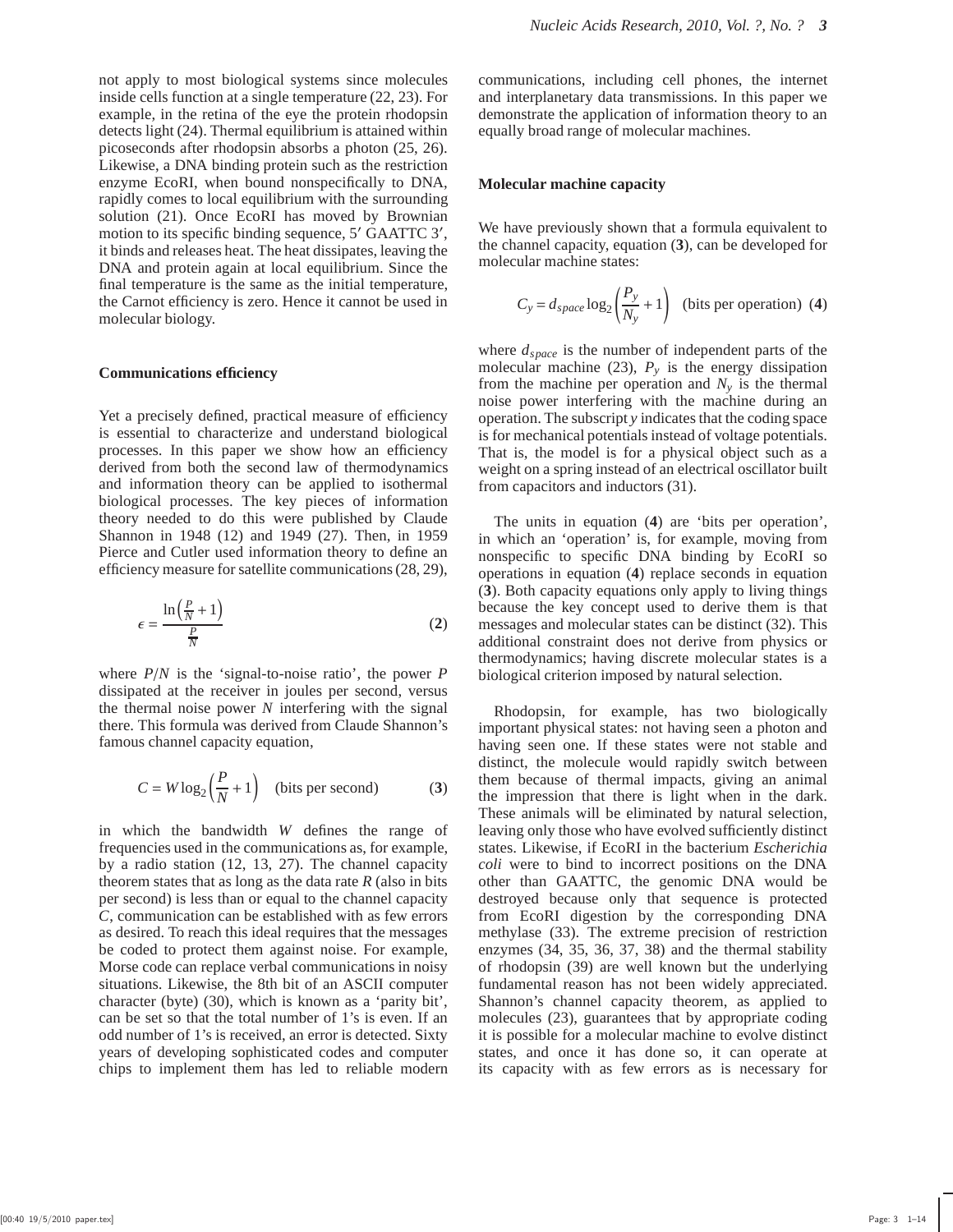not apply to most biological systems since molecules inside cells function at a single temperature (22, 23). For example, in the retina of the eye the protein rhodopsin detects light (24). Thermal equilibrium is attained within picoseconds after rhodopsin absorbs a photon (25, 26). Likewise, a DNA binding protein such as the restriction enzyme EcoRI, when bound nonspecifically to DNA, rapidly comes to local equilibrium with the surrounding solution (21). Once EcoRI has moved by Brownian motion to its specific binding sequence, 5′ GAATTC 3′, it binds and releases heat. The heat dissipates, leaving the DNA and protein again at local equilibrium. Since the final temperature is the same as the initial temperature, the Carnot efficiency is zero. Hence it cannot be used in molecular biology.

### Communications efficiency

Yet a precisely defined, practical measure of efficiency is essential to characterize and understand biological processes. In this paper we show how an efficiency derived from both the second law of thermodynamics and information theory can be applied to isothermal biological processes. The key pieces of information theory needed to do this were published by Claude Shannon in 1948 (12) and 1949 (27). Then, in 1959 Pierce and Cutler used information theory to define an efficiency measure for satellite communications (28, 29),

$$\epsilon = \frac{\ln\left(\frac{P}{N}+1\right)}{\frac{P}{N}} \qquad (2)$$

where $P/N$ is the 'signal-to-noise ratio', the power $P$ dissipated at the receiver in joules per second, versus the thermal noise power $N$ interfering with the signal there. This formula was derived from Claude Shannon's famous channel capacity equation,

$$C = W \log_2\left(\frac{P}{N}+1\right) \quad \text{(bits per second)} \qquad (3)$$

in which the bandwidth $W$ defines the range of frequencies used in the communications as, for example, by a radio station (12, 13, 27). The channel capacity theorem states that as long as the data rate $R$ (also in bits per second) is less than or equal to the channel capacity $C$, communication can be established with as few errors as desired. To reach this ideal requires that the messages be coded to protect them against noise. For example, Morse code can replace verbal communications in noisy situations. Likewise, the 8th bit of an ASCII computer character (byte) (30), which is known as a 'parity bit', can be set so that the total number of 1's is even. If an odd number of 1's is received, an error is detected. Sixty years of developing sophisticated codes and computer chips to implement them has led to reliable modern communications, including cell phones, the internet and interplanetary data transmissions. In this paper we demonstrate the application of information theory to an equally broad range of molecular machines.

### Molecular machine capacity

We have previously shown that a formula equivalent to the channel capacity, equation (**3**), can be developed for molecular machine states:

$$C_y = d_{space} \log_2\left(\frac{P_y}{N_y}+1\right) \quad \text{(bits per operation)} \quad (4)$$

where $d_{space}$ is the number of independent parts of the molecular machine (23), $P_y$ is the energy dissipation from the machine per operation and $N_y$ is the thermal noise power interfering with the machine during an operation. The subscript $y$ indicates that the coding space is for mechanical potentials instead of voltage potentials. That is, the model is for a physical object such as a weight on a spring instead of an electrical oscillator built from capacitors and inductors (31).

The units in equation (**4**) are 'bits per operation', in which an 'operation' is, for example, moving from nonspecific to specific DNA binding by EcoRI so operations in equation (**4**) replace seconds in equation (**3**). Both capacity equations only apply to living things because the key concept used to derive them is that messages and molecular states can be distinct (32). This additional constraint does not derive from physics or thermodynamics; having discrete molecular states is a biological criterion imposed by natural selection.

Rhodopsin, for example, has two biologically important physical states: not having seen a photon and having seen one. If these states were not stable and distinct, the molecule would rapidly switch between them because of thermal impacts, giving an animal the impression that there is light when in the dark. These animals will be eliminated by natural selection, leaving only those who have evolved sufficiently distinct states. Likewise, if EcoRI in the bacterium *Escherichia coli* were to bind to incorrect positions on the DNA other than GAATTC, the genomic DNA would be destroyed because only that sequence is protected from EcoRI digestion by the corresponding DNA methylase (33). The extreme precision of restriction enzymes (34, 35, 36, 37, 38) and the thermal stability of rhodopsin (39) are well known but the underlying fundamental reason has not been widely appreciated. Shannon's channel capacity theorem, as applied to molecules (23), guarantees that by appropriate coding it is possible for a molecular machine to evolve distinct states, and once it has done so, it can operate at its capacity with as few errors as is necessary for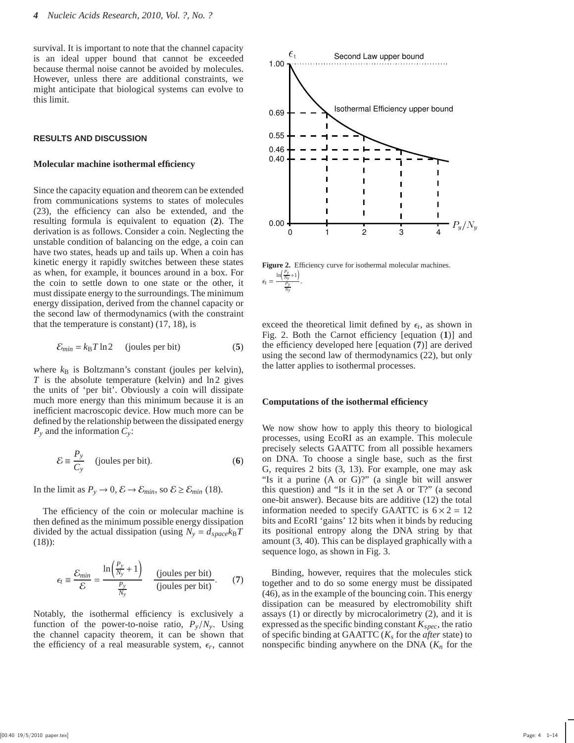survival. It is important to note that the channel capacity is an ideal upper bound that cannot be exceeded because thermal noise cannot be avoided by molecules. However, unless there are additional constraints, we might anticipate that biological systems can evolve to this limit.

## RESULTS AND DISCUSSION

### Molecular machine isothermal efficiency

Since the capacity equation and theorem can be extended from communications systems to states of molecules (23), the efficiency can also be extended, and the resulting formula is equivalent to equation (**2**). The derivation is as follows. Consider a coin. Neglecting the unstable condition of balancing on the edge, a coin can have two states, heads up and tails up. When a coin has kinetic energy it rapidly switches between these states as when, for example, it bounces around in a box. For the coin to settle down to one state or the other, it must dissipate energy to the surroundings. The minimum energy dissipation, derived from the channel capacity or the second law of thermodynamics (with the constraint that the temperature is constant) (17, 18), is

$$\mathcal{E}_{min} = k_{\mathrm{B}} T \ln 2 \quad \text{(joules per bit)} \tag{5}$$

where $k_{\mathrm{B}}$ is Boltzmann's constant (joules per kelvin), $T$ is the absolute temperature (kelvin) and $\ln 2$ gives the units of 'per bit'. Obviously a coin will dissipate much more energy than this minimum because it is an inefficient macroscopic device. How much more can be defined by the relationship between the dissipated energy $P_y$ and the information $C_y$:

$$\mathcal{E} \equiv \frac{P_y}{C_y} \quad \text{(joules per bit)}. \tag{6}$$

In the limit as $P_y \to 0$, $\mathcal{E} \to \mathcal{E}_{min}$, so $\mathcal{E} \geq \mathcal{E}_{min}$ (18).

The efficiency of the coin or molecular machine is then defined as the minimum possible energy dissipation divided by the actual dissipation (using $N_y = d_{space} k_{\mathrm{B}} T$ (18)):

$$\epsilon_t \equiv \frac{\mathcal{E}_{min}}{\mathcal{E}} = \frac{\ln\left(\frac{P_y}{N_y}+1\right)}{\frac{P_y}{N_y}} \quad \frac{\text{(joules per bit)}}{\text{(joules per bit)}}. \tag{7}$$

Notably, the isothermal efficiency is exclusively a function of the power-to-noise ratio, $P_y/N_y$. Using the channel capacity theorem, it can be shown that the efficiency of a real measurable system, $\epsilon_r$, cannot exceed the theoretical limit defined by $\epsilon_t$, as shown in Fig. 2. Both the Carnot efficiency [equation (**1**)] and the efficiency developed here [equation (**7**)] are derived using the second law of thermodynamics (22), but only the latter applies to isothermal processes.

**Figure 2.** Efficiency curve for isothermal molecular machines. $\epsilon_t = \frac{\ln\left(\frac{P_y}{N_y}+1\right)}{\frac{P_y}{N_y}}$.

### Computations of the isothermal efficiency

We now show how to apply this theory to biological processes, using EcoRI as an example. This molecule precisely selects GAATTC from all possible hexamers on DNA. To choose a single base, such as the first G, requires 2 bits (3, 13). For example, one may ask "Is it a purine (A or G)?" (a single bit will answer this question) and "Is it in the set A or T?" (a second one-bit answer). Because bits are additive (12) the total information needed to specify GAATTC is $6 \times 2 = 12$ bits and EcoRI 'gains' 12 bits when it binds by reducing its positional entropy along the DNA string by that amount (3, 40). This can be displayed graphically with a sequence logo, as shown in Fig. 3.

Binding, however, requires that the molecules stick together and to do so some energy must be dissipated (46), as in the example of the bouncing coin. This energy dissipation can be measured by electromobility shift assays (1) or directly by microcalorimetry (2), and it is expressed as the specific binding constant $K_{spec}$, the ratio of specific binding at GAATTC ($K_s$ for the *after* state) to nonspecific binding anywhere on the DNA ($K_n$ for the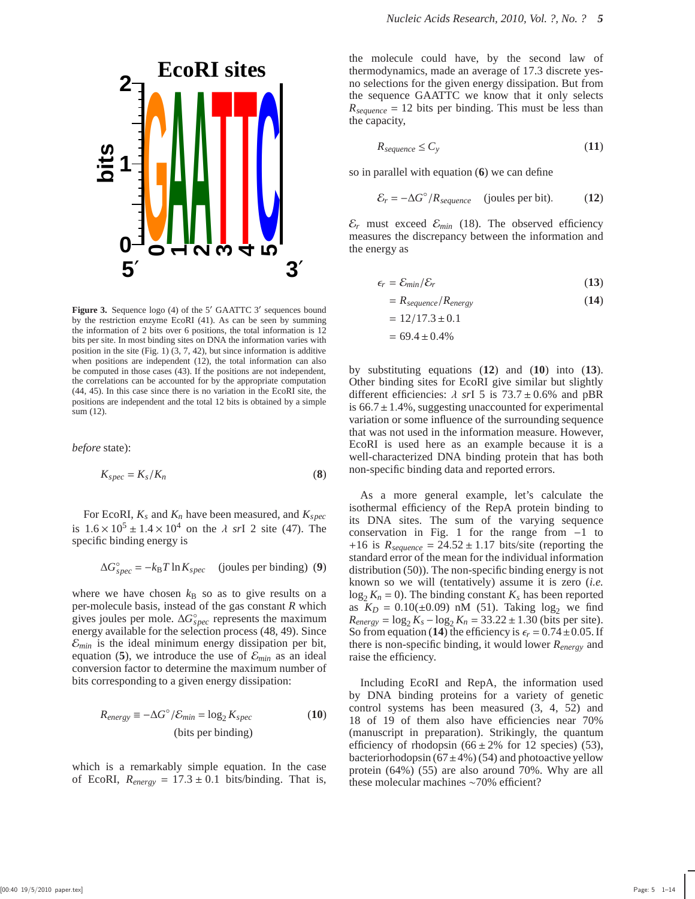Figure 3. Sequence logo (4) of the 5′ GAATTC 3′ sequences bound by the restriction enzyme EcoRI (41). As can be seen by summing the information of 2 bits over 6 positions, the total information is 12 bits per site. In most binding sites on DNA the information varies with position in the site (Fig. 1) (3, 7, 42), but since information is additive when positions are independent (12), the total information can also be computed in those cases (43). If the positions are not independent, the correlations can be accounted for by the appropriate computation (44, 45). In this case since there is no variation in the EcoRI site, the positions are independent and the total 12 bits is obtained by a simple sum (12).

*before* state):

$$K_{spec} = K_s / K_n \tag{8}$$

For EcoRI, $K_s$ and $K_n$ have been measured, and $K_{spec}$ is $1.6 \times 10^5 \pm 1.4 \times 10^4$ on the $\lambda$ *sr*I 2 site (47). The specific binding energy is

$$\Delta G^{\circ}_{spec} = -k_{\mathrm{B}} T \ln K_{spec} \quad \text{(joules per binding)} \tag{9}$$

where we have chosen $k_{\mathrm{B}}$ so as to give results on a per-molecule basis, instead of the gas constant $R$ which gives joules per mole. $\Delta G^{\circ}_{spec}$ represents the maximum energy available for the selection process (48, 49). Since $\mathcal{E}_{min}$ is the ideal minimum energy dissipation per bit, equation (**5**), we introduce the use of $\mathcal{E}_{min}$ as an ideal conversion factor to determine the maximum number of bits corresponding to a given energy dissipation:

$$R_{energy} \equiv -\Delta G^{\circ} / \mathcal{E}_{min} = \log_2 K_{spec} \quad \text{(bits per binding)} \tag{10}$$

which is a remarkably simple equation. In the case of EcoRI, $R_{energy} = 17.3 \pm 0.1$ bits/binding. That is, the molecule could have, by the second law of thermodynamics, made an average of 17.3 discrete yes-no selections for the given energy dissipation. But from the sequence GAATTC we know that it only selects $R_{sequence} = 12$ bits per binding. This must be less than the capacity,

$$R_{sequence} \leq C_y \tag{11}$$

so in parallel with equation (**6**) we can define

$$\mathcal{E}_r = -\Delta G^{\circ} / R_{sequence} \quad \text{(joules per bit)}. \tag{12}$$

$\mathcal{E}_r$ must exceed $\mathcal{E}_{min}$ (18). The observed efficiency measures the discrepancy between the information and the energy as

$$\begin{aligned}
\epsilon_r &= \mathcal{E}_{min} / \mathcal{E}_r & \text{(13)} \\
&= R_{sequence} / R_{energy} & \text{(14)} \\
&= 12 / 17.3 \pm 0.1 & \\
&= 69.4 \pm 0.4\% &
\end{aligned}$$

by substituting equations (**12**) and (**10**) into (**13**). Other binding sites for EcoRI give similar but slightly different efficiencies: $\lambda$ *sr*I 5 is $73.7 \pm 0.6\%$ and pBR is $66.7 \pm 1.4\%$, suggesting unaccounted for experimental variation or some influence of the surrounding sequence that was not used in the information measure. However, EcoRI is used here as an example because it is a well-characterized DNA binding protein that has both non-specific binding data and reported errors.

As a more general example, let's calculate the isothermal efficiency of the RepA protein binding to its DNA sites. The sum of the varying sequence conservation in Fig. 1 for the range from $-1$ to $+16$ is $R_{sequence} = 24.52 \pm 1.17$ bits/site (reporting the standard error of the mean for the individual information distribution (50)). The non-specific binding energy is not known so we will (tentatively) assume it is zero (*i.e.* $\log_2 K_n = 0$). The binding constant $K_s$ has been reported as $K_D = 0.10(\pm 0.09)$ nM (51). Taking $\log_2$ we find $R_{energy} = \log_2 K_s - \log_2 K_n = 33.22 \pm 1.30$ (bits per site). So from equation (**14**) the efficiency is $\epsilon_r = 0.74 \pm 0.05$. If there is non-specific binding, it would lower $R_{energy}$ and raise the efficiency.

Including EcoRI and RepA, the information used by DNA binding proteins for a variety of genetic control systems has been measured (3, 4, 52) and 18 of 19 of them also have efficiencies near 70% (manuscript in preparation). Strikingly, the quantum efficiency of rhodopsin ($66 \pm 2\%$ for 12 species) (53), bacteriorhodopsin ($67 \pm 4\%$) (54) and photoactive yellow protein (64%) (55) are also around 70%. Why are all these molecular machines ~70% efficient?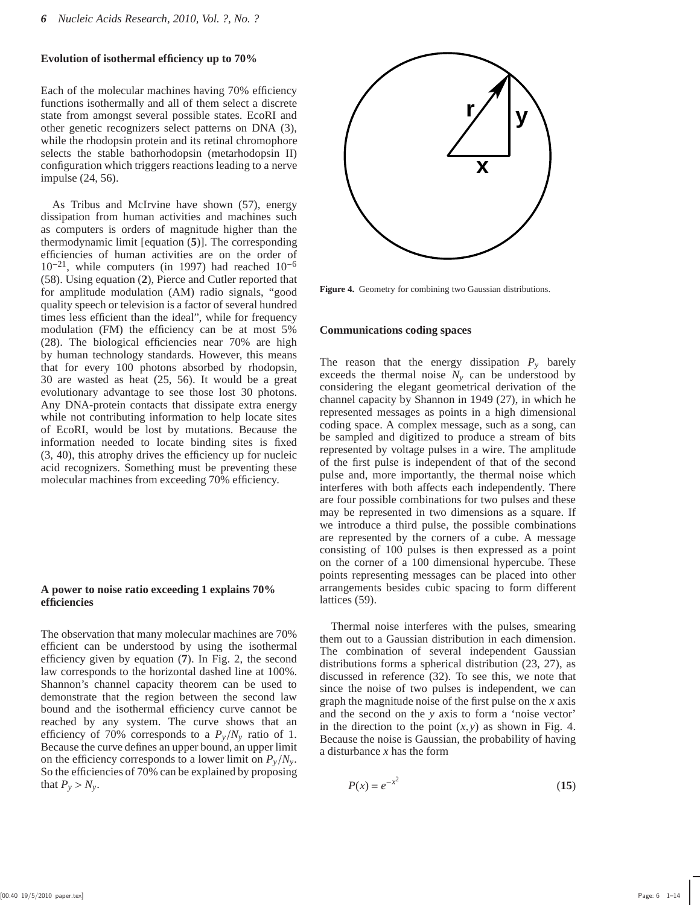### Evolution of isothermal efficiency up to 70%

Each of the molecular machines having 70% efficiency functions isothermally and all of them select a discrete state from amongst several possible states. EcoRI and other genetic recognizers select patterns on DNA (3), while the rhodopsin protein and its retinal chromophore selects the stable bathorhodopsin (metarhodopsin II) configuration which triggers reactions leading to a nerve impulse (24, 56).

As Tribus and McIrvine have shown (57), energy dissipation from human activities and machines such as computers is orders of magnitude higher than the thermodynamic limit [equation (**5**)]. The corresponding efficiencies of human activities are on the order of $10^{-21}$, while computers (in 1997) had reached $10^{-6}$ (58). Using equation (**2**), Pierce and Cutler reported that for amplitude modulation (AM) radio signals, "good quality speech or television is a factor of several hundred times less efficient than the ideal", while for frequency modulation (FM) the efficiency can be at most 5% (28). The biological efficiencies near 70% are high by human technology standards. However, this means that for every 100 photons absorbed by rhodopsin, 30 are wasted as heat (25, 56). It would be a great evolutionary advantage to see those lost 30 photons. Any DNA-protein contacts that dissipate extra energy while not contributing information to help locate sites of EcoRI, would be lost by mutations. Because the information needed to locate binding sites is fixed (3, 40), this atrophy drives the efficiency up for nucleic acid recognizers. Something must be preventing these molecular machines from exceeding 70% efficiency.

### A power to noise ratio exceeding 1 explains 70% efficiencies

The observation that many molecular machines are 70% efficient can be understood by using the isothermal efficiency given by equation (**7**). In Fig. 2, the second law corresponds to the horizontal dashed line at 100%. Shannon's channel capacity theorem can be used to demonstrate that the region between the second law bound and the isothermal efficiency curve cannot be reached by any system. The curve shows that an efficiency of 70% corresponds to a $P_y/N_y$ ratio of 1. Because the curve defines an upper bound, an upper limit on the efficiency corresponds to a lower limit on $P_y/N_y$. So the efficiencies of 70% can be explained by proposing that $P_y > N_y$.

**Figure 4.** Geometry for combining two Gaussian distributions.

### Communications coding spaces

The reason that the energy dissipation $P_y$ barely exceeds the thermal noise $N_y$ can be understood by considering the elegant geometrical derivation of the channel capacity by Shannon in 1949 (27), in which he represented messages as points in a high dimensional coding space. A complex message, such as a song, can be sampled and digitized to produce a stream of bits represented by voltage pulses in a wire. The amplitude of the first pulse is independent of that of the second pulse and, more importantly, the thermal noise which interferes with both affects each independently. There are four possible combinations for two pulses and these may be represented in two dimensions as a square. If we introduce a third pulse, the possible combinations are represented by the corners of a cube. A message consisting of 100 pulses is then expressed as a point on the corner of a 100 dimensional hypercube. These points representing messages can be placed into other arrangements besides cubic spacing to form different lattices (59).

Thermal noise interferes with the pulses, smearing them out to a Gaussian distribution in each dimension. The combination of several independent Gaussian distributions forms a spherical distribution (23, 27), as discussed in reference (32). To see this, we note that since the noise of two pulses is independent, we can graph the magnitude noise of the first pulse on the $x$ axis and the second on the $y$ axis to form a 'noise vector' in the direction to the point $(x, y)$ as shown in Fig. 4. Because the noise is Gaussian, the probability of having a disturbance $x$ has the form

$$P(x) = e^{-x^2} \qquad (15)$$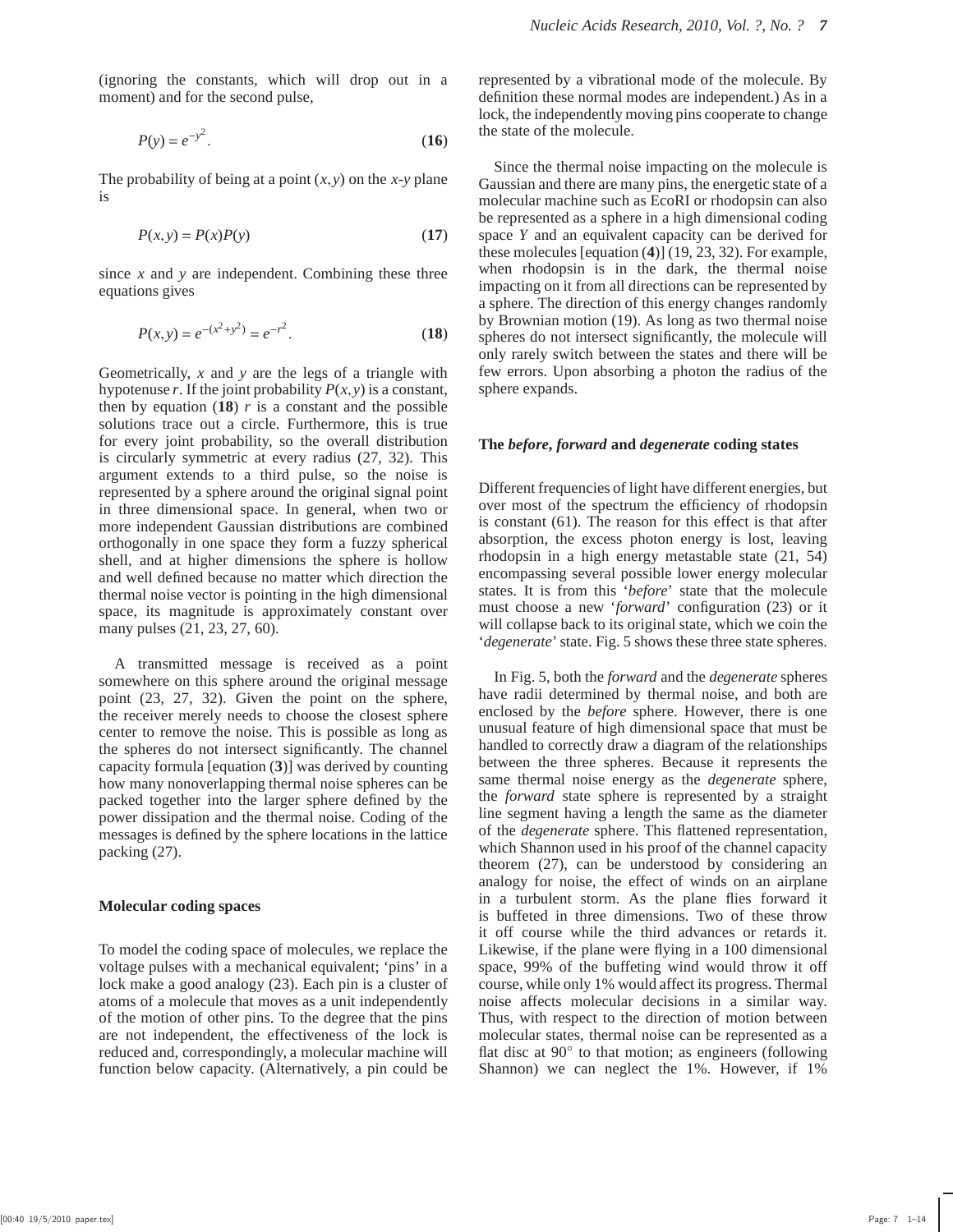(ignoring the constants, which will drop out in a moment) and for the second pulse,

$$P(y) = e^{-y^2}. \quad (\mathbf{16})$$

The probability of being at a point $(x,y)$ on the $x$-$y$ plane is

$$P(x,y) = P(x)P(y) \quad (\mathbf{17})$$

since $x$ and $y$ are independent. Combining these three equations gives

$$P(x,y) = e^{-(x^2+y^2)} = e^{-r^2}. \quad (\mathbf{18})$$

Geometrically, $x$ and $y$ are the legs of a triangle with hypotenuse $r$. If the joint probability $P(x,y)$ is a constant, then by equation (**18**) $r$ is a constant and the possible solutions trace out a circle. Furthermore, this is true for every joint probability, so the overall distribution is circularly symmetric at every radius (27, 32). This argument extends to a third pulse, so the noise is represented by a sphere around the original signal point in three dimensional space. In general, when two or more independent Gaussian distributions are combined orthogonally in one space they form a fuzzy spherical shell, and at higher dimensions the sphere is hollow and well defined because no matter which direction the thermal noise vector is pointing in the high dimensional space, its magnitude is approximately constant over many pulses (21, 23, 27, 60).

A transmitted message is received as a point somewhere on this sphere around the original message point (23, 27, 32). Given the point on the sphere, the receiver merely needs to choose the closest sphere center to remove the noise. This is possible as long as the spheres do not intersect significantly. The channel capacity formula [equation (**3**)] was derived by counting how many nonoverlapping thermal noise spheres can be packed together into the larger sphere defined by the power dissipation and the thermal noise. Coding of the messages is defined by the sphere locations in the lattice packing (27).

### Molecular coding spaces

To model the coding space of molecules, we replace the voltage pulses with a mechanical equivalent; 'pins' in a lock make a good analogy (23). Each pin is a cluster of atoms of a molecule that moves as a unit independently of the motion of other pins. To the degree that the pins are not independent, the effectiveness of the lock is reduced and, correspondingly, a molecular machine will function below capacity. (Alternatively, a pin could be represented by a vibrational mode of the molecule. By definition these normal modes are independent.) As in a lock, the independently moving pins cooperate to change the state of the molecule.

Since the thermal noise impacting on the molecule is Gaussian and there are many pins, the energetic state of a molecular machine such as EcoRI or rhodopsin can also be represented as a sphere in a high dimensional coding space $Y$ and an equivalent capacity can be derived for these molecules [equation (**4**)] (19, 23, 32). For example, when rhodopsin is in the dark, the thermal noise impacting on it from all directions can be represented by a sphere. The direction of this energy changes randomly by Brownian motion (19). As long as two thermal noise spheres do not intersect significantly, the molecule will only rarely switch between the states and there will be few errors. Upon absorbing a photon the radius of the sphere expands.

### The *before*, *forward* and *degenerate* coding states

Different frequencies of light have different energies, but over most of the spectrum the efficiency of rhodopsin is constant (61). The reason for this effect is that after absorption, the excess photon energy is lost, leaving rhodopsin in a high energy metastable state (21, 54) encompassing several possible lower energy molecular states. It is from this '*before*' state that the molecule must choose a new '*forward*' configuration (23) or it will collapse back to its original state, which we coin the '*degenerate*' state. Fig. 5 shows these three state spheres.

In Fig. 5, both the *forward* and the *degenerate* spheres have radii determined by thermal noise, and both are enclosed by the *before* sphere. However, there is one unusual feature of high dimensional space that must be handled to correctly draw a diagram of the relationships between the three spheres. Because it represents the same thermal noise energy as the *degenerate* sphere, the *forward* state sphere is represented by a straight line segment having a length the same as the diameter of the *degenerate* sphere. This flattened representation, which Shannon used in his proof of the channel capacity theorem (27), can be understood by considering an analogy for noise, the effect of winds on an airplane in a turbulent storm. As the plane flies forward it is buffeted in three dimensions. Two of these throw it off course while the third advances or retards it. Likewise, if the plane were flying in a 100 dimensional space, 99% of the buffeting wind would throw it off course, while only 1% would affect its progress. Thermal noise affects molecular decisions in a similar way. Thus, with respect to the direction of motion between molecular states, thermal noise can be represented as a flat disc at 90° to that motion; as engineers (following Shannon) we can neglect the 1%. However, if 1%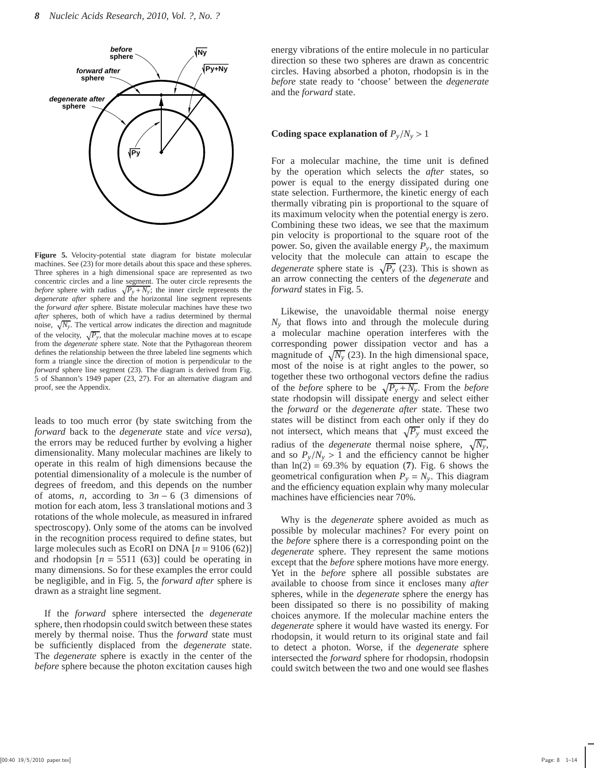**Figure 5.** Velocity-potential state diagram for bistate molecular machines. See (23) for more details about this space and these spheres. Three spheres in a high dimensional space are represented as two concentric circles and a line segment. The outer circle represents the *before* sphere with radius $\sqrt{P_y+N_y}$; the inner circle represents the *degenerate after* sphere and the horizontal line segment represents the *forward after* sphere. Bistate molecular machines have these two *after* spheres, both of which have a radius determined by thermal noise, $\sqrt{N_y}$. The vertical arrow indicates the direction and magnitude of the velocity, $\sqrt{P_y}$, that the molecular machine moves at to escape from the *degenerate* sphere state. Note that the Pythagorean theorem defines the relationship between the three labeled line segments which form a triangle since the direction of motion is perpendicular to the *forward* sphere line segment (23). The diagram is derived from Fig. 5 of Shannon's 1949 paper (23, 27). For an alternative diagram and proof, see the Appendix.

leads to too much error (by state switching from the *forward* back to the *degenerate* state and *vice versa*), the errors may be reduced further by evolving a higher dimensionality. Many molecular machines are likely to operate in this realm of high dimensions because the potential dimensionality of a molecule is the number of degrees of freedom, and this depends on the number of atoms, $n$, according to $3n-6$ (3 dimensions of motion for each atom, less 3 translational motions and 3 rotations of the whole molecule, as measured in infrared spectroscopy). Only some of the atoms can be involved in the recognition process required to define states, but large molecules such as EcoRI on DNA [$n = 9106$ (62)] and rhodopsin [$n = 5511$ (63)] could be operating in many dimensions. So for these examples the error could be negligible, and in Fig. 5, the *forward after* sphere is drawn as a straight line segment.

If the *forward* sphere intersected the *degenerate* sphere, then rhodopsin could switch between these states merely by thermal noise. Thus the *forward* state must be sufficiently displaced from the *degenerate* state. The *degenerate* sphere is exactly in the center of the *before* sphere because the photon excitation causes high energy vibrations of the entire molecule in no particular direction so these two spheres are drawn as concentric circles. Having absorbed a photon, rhodopsin is in the *before* state ready to 'choose' between the *degenerate* and the *forward* state.

**Coding space explanation of $P_y/N_y > 1$**

For a molecular machine, the time unit is defined by the operation which selects the *after* states, so power is equal to the energy dissipated during one state selection. Furthermore, the kinetic energy of each thermally vibrating pin is proportional to the square of its maximum velocity when the potential energy is zero. Combining these two ideas, we see that the maximum pin velocity is proportional to the square root of the power. So, given the available energy $P_y$, the maximum velocity that the molecule can attain to escape the *degenerate* sphere state is $\sqrt{P_y}$ (23). This is shown as an arrow connecting the centers of the *degenerate* and *forward* states in Fig. 5.

Likewise, the unavoidable thermal noise energy $N_y$ that flows into and through the molecule during a molecular machine operation interferes with the corresponding power dissipation vector and has a magnitude of $\sqrt{N_y}$ (23). In the high dimensional space, most of the noise is at right angles to the power, so together these two orthogonal vectors define the radius of the *before* sphere to be $\sqrt{P_y+N_y}$. From the *before* state rhodopsin will dissipate energy and select either the *forward* or the *degenerate after* state. These two states will be distinct from each other only if they do not intersect, which means that $\sqrt{P_y}$ must exceed the radius of the *degenerate* thermal noise sphere, $\sqrt{N_y}$, and so $P_y/N_y > 1$ and the efficiency cannot be higher than $\ln(2) = 69.3\%$ by equation (**7**). Fig. 6 shows the geometrical configuration when $P_y = N_y$. This diagram and the efficiency equation explain why many molecular machines have efficiencies near 70%.

Why is the *degenerate* sphere avoided as much as possible by molecular machines? For every point on the *before* sphere there is a corresponding point on the *degenerate* sphere. They represent the same motions except that the *before* sphere motions have more energy. Yet in the *before* sphere all possible substates are available to choose from since it encloses many *after* spheres, while in the *degenerate* sphere the energy has been dissipated so there is no possibility of making choices anymore. If the molecular machine enters the *degenerate* sphere it would have wasted its energy. For rhodopsin, it would return to its original state and fail to detect a photon. Worse, if the *degenerate* sphere intersected the *forward* sphere for rhodopsin, rhodopsin could switch between the two and one would see flashes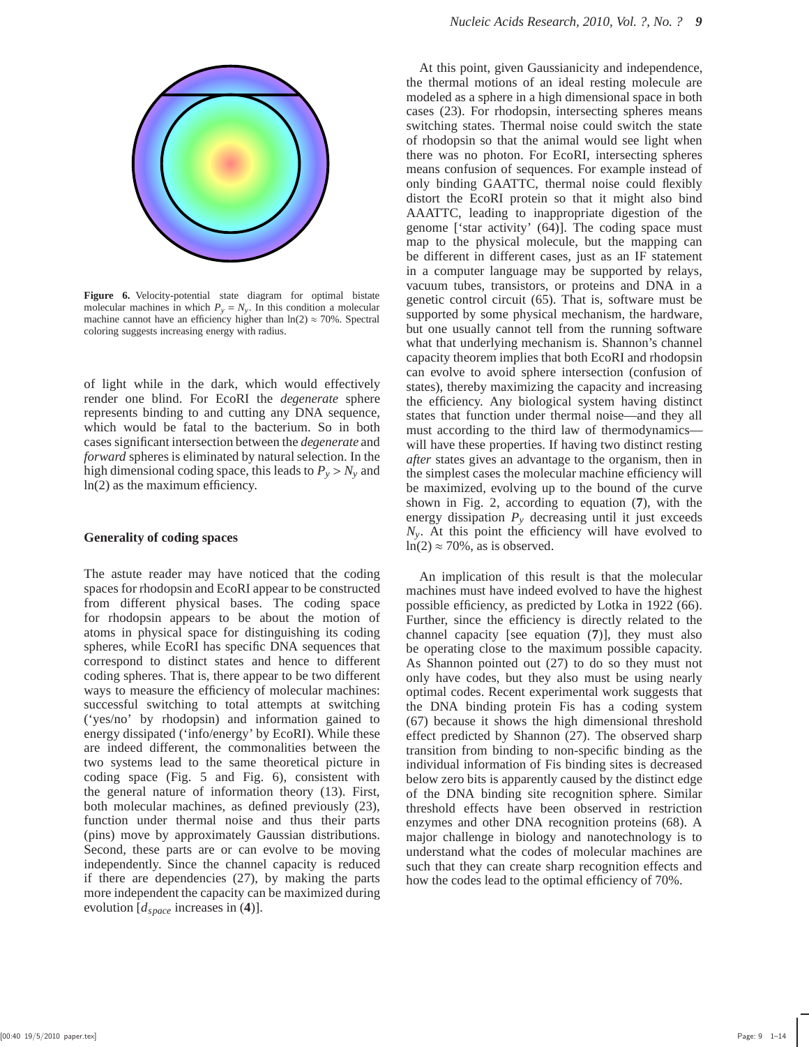**Figure 6.** Velocity-potential state diagram for optimal bistate molecular machines in which $P_y = N_y$. In this condition a molecular machine cannot have an efficiency higher than $\ln(2) \approx 70\%$. Spectral coloring suggests increasing energy with radius.

of light while in the dark, which would effectively render one blind. For EcoRI the *degenerate* sphere represents binding to and cutting any DNA sequence, which would be fatal to the bacterium. So in both cases significant intersection between the *degenerate* and *forward* spheres is eliminated by natural selection. In the high dimensional coding space, this leads to $P_y > N_y$ and $\ln(2)$ as the maximum efficiency.

### Generality of coding spaces

The astute reader may have noticed that the coding spaces for rhodopsin and EcoRI appear to be constructed from different physical bases. The coding space for rhodopsin appears to be about the motion of atoms in physical space for distinguishing its coding spheres, while EcoRI has specific DNA sequences that correspond to distinct states and hence to different coding spheres. That is, there appear to be two different ways to measure the efficiency of molecular machines: successful switching to total attempts at switching ('yes/no' by rhodopsin) and information gained to energy dissipated ('info/energy' by EcoRI). While these are indeed different, the commonalities between the two systems lead to the same theoretical picture in coding space (Fig. 5 and Fig. 6), consistent with the general nature of information theory (13). First, both molecular machines, as defined previously (23), function under thermal noise and thus their parts (pins) move by approximately Gaussian distributions. Second, these parts are or can evolve to be moving independently. Since the channel capacity is reduced if there are dependencies (27), by making the parts more independent the capacity can be maximized during evolution [$d_{space}$ increases in (**4**)].

At this point, given Gaussianicity and independence, the thermal motions of an ideal resting molecule are modeled as a sphere in a high dimensional space in both cases (23). For rhodopsin, intersecting spheres means switching states. Thermal noise could switch the state of rhodopsin so that the animal would see light when there was no photon. For EcoRI, intersecting spheres means confusion of sequences. For example instead of only binding GAATTC, thermal noise could flexibly distort the EcoRI protein so that it might also bind AAATTC, leading to inappropriate digestion of the genome ['star activity' (64)]. The coding space must map to the physical molecule, but the mapping can be different in different cases, just as an IF statement in a computer language may be supported by relays, vacuum tubes, transistors, or proteins and DNA in a genetic control circuit (65). That is, software must be supported by some physical mechanism, the hardware, but one usually cannot tell from the running software what that underlying mechanism is. Shannon's channel capacity theorem implies that both EcoRI and rhodopsin can evolve to avoid sphere intersection (confusion of states), thereby maximizing the capacity and increasing the efficiency. Any biological system having distinct states that function under thermal noise—and they all must according to the third law of thermodynamics—will have these properties. If having two distinct resting *after* states gives an advantage to the organism, then in the simplest cases the molecular machine efficiency will be maximized, evolving up to the bound of the curve shown in Fig. 2, according to equation (**7**), with the energy dissipation $P_y$ decreasing until it just exceeds $N_y$. At this point the efficiency will have evolved to $\ln(2) \approx 70\%$, as is observed.

An implication of this result is that the molecular machines must have indeed evolved to have the highest possible efficiency, as predicted by Lotka in 1922 (66). Further, since the efficiency is directly related to the channel capacity [see equation (**7**)], they must also be operating close to the maximum possible capacity. As Shannon pointed out (27) to do so they must not only have codes, but they also must be using nearly optimal codes. Recent experimental work suggests that the DNA binding protein Fis has a coding system (67) because it shows the high dimensional threshold effect predicted by Shannon (27). The observed sharp transition from binding to non-specific binding as the individual information of Fis binding sites is decreased below zero bits is apparently caused by the distinct edge of the DNA binding site recognition sphere. Similar threshold effects have been observed in restriction enzymes and other DNA recognition proteins (68). A major challenge in biology and nanotechnology is to understand what the codes of molecular machines are such that they can create sharp recognition effects and how the codes lead to the optimal efficiency of 70%.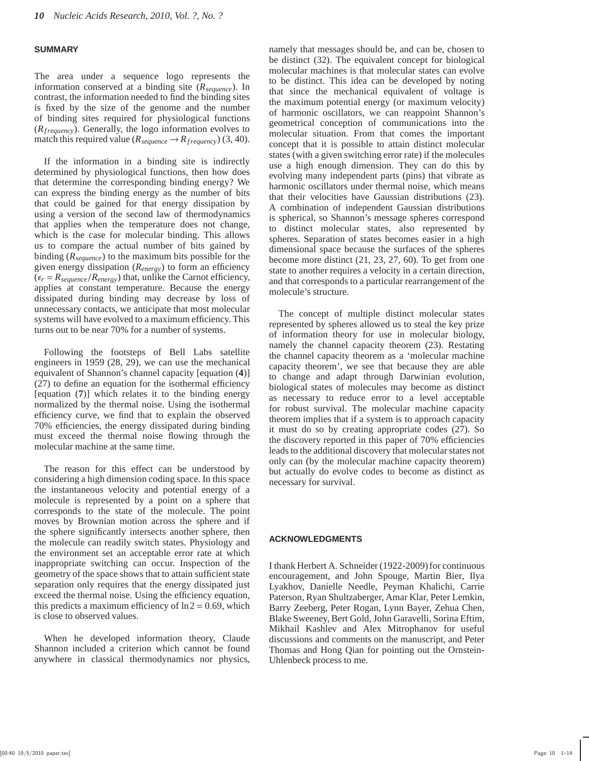## SUMMARY

The area under a sequence logo represents the information conserved at a binding site ($R_{sequence}$). In contrast, the information needed to find the binding sites is fixed by the size of the genome and the number of binding sites required for physiological functions ($R_{frequency}$). Generally, the logo information evolves to match this required value ($R_{sequence} \rightarrow R_{frequency}$) (3, 40).

If the information in a binding site is indirectly determined by physiological functions, then how does that determine the corresponding binding energy? We can express the binding energy as the number of bits that could be gained for that energy dissipation by using a version of the second law of thermodynamics that applies when the temperature does not change, which is the case for molecular binding. This allows us to compare the actual number of bits gained by binding ($R_{sequence}$) to the maximum bits possible for the given energy dissipation ($R_{energy}$) to form an efficiency ($\epsilon_r = R_{sequence}/R_{energy}$) that, unlike the Carnot efficiency, applies at constant temperature. Because the energy dissipated during binding may decrease by loss of unnecessary contacts, we anticipate that most molecular systems will have evolved to a maximum efficiency. This turns out to be near 70% for a number of systems.

Following the footsteps of Bell Labs satellite engineers in 1959 (28, 29), we can use the mechanical equivalent of Shannon's channel capacity [equation (**4**)] (27) to define an equation for the isothermal efficiency [equation (**7**)] which relates it to the binding energy normalized by the thermal noise. Using the isothermal efficiency curve, we find that to explain the observed 70% efficiencies, the energy dissipated during binding must exceed the thermal noise flowing through the molecular machine at the same time.

The reason for this effect can be understood by considering a high dimension coding space. In this space the instantaneous velocity and potential energy of a molecule is represented by a point on a sphere that corresponds to the state of the molecule. The point moves by Brownian motion across the sphere and if the sphere significantly intersects another sphere, then the molecule can readily switch states. Physiology and the environment set an acceptable error rate at which inappropriate switching can occur. Inspection of the geometry of the space shows that to attain sufficient state separation only requires that the energy dissipated just exceed the thermal noise. Using the efficiency equation, this predicts a maximum efficiency of $\ln 2 = 0.69$, which is close to observed values.

When he developed information theory, Claude Shannon included a criterion which cannot be found anywhere in classical thermodynamics nor physics, namely that messages should be, and can be, chosen to be distinct (32). The equivalent concept for biological molecular machines is that molecular states can evolve to be distinct. This idea can be developed by noting that since the mechanical equivalent of voltage is the maximum potential energy (or maximum velocity) of harmonic oscillators, we can reappoint Shannon's geometrical conception of communications into the molecular situation. From that comes the important concept that it is possible to attain distinct molecular states (with a given switching error rate) if the molecules use a high enough dimension. They can do this by evolving many independent parts (pins) that vibrate as harmonic oscillators under thermal noise, which means that their velocities have Gaussian distributions (23). A combination of independent Gaussian distributions is spherical, so Shannon's message spheres correspond to distinct molecular states, also represented by spheres. Separation of states becomes easier in a high dimensional space because the surfaces of the spheres become more distinct (21, 23, 27, 60). To get from one state to another requires a velocity in a certain direction, and that corresponds to a particular rearrangement of the molecule's structure.

The concept of multiple distinct molecular states represented by spheres allowed us to steal the key prize of information theory for use in molecular biology, namely the channel capacity theorem (23). Restating the channel capacity theorem as a 'molecular machine capacity theorem', we see that because they are able to change and adapt through Darwinian evolution, biological states of molecules may become as distinct as necessary to reduce error to a level acceptable for robust survival. The molecular machine capacity theorem implies that if a system is to approach capacity it must do so by creating appropriate codes (27). So the discovery reported in this paper of 70% efficiencies leads to the additional discovery that molecular states not only can (by the molecular machine capacity theorem) but actually do evolve codes to become as distinct as necessary for survival.

## ACKNOWLEDGMENTS

I thank Herbert A. Schneider (1922-2009) for continuous encouragement, and John Spouge, Martin Bier, Ilya Lyakhov, Danielle Needle, Peyman Khalichi, Carrie Paterson, Ryan Shultzaberger, Amar Klar, Peter Lemkin, Barry Zeeberg, Peter Rogan, Lynn Bayer, Zehua Chen, Blake Sweeney, Bert Gold, John Garavelli, Sorina Eftim, Mikhail Kashlev and Alex Mitrophanov for useful discussions and comments on the manuscript, and Peter Thomas and Hong Qian for pointing out the Ornstein-Uhlenbeck process to me.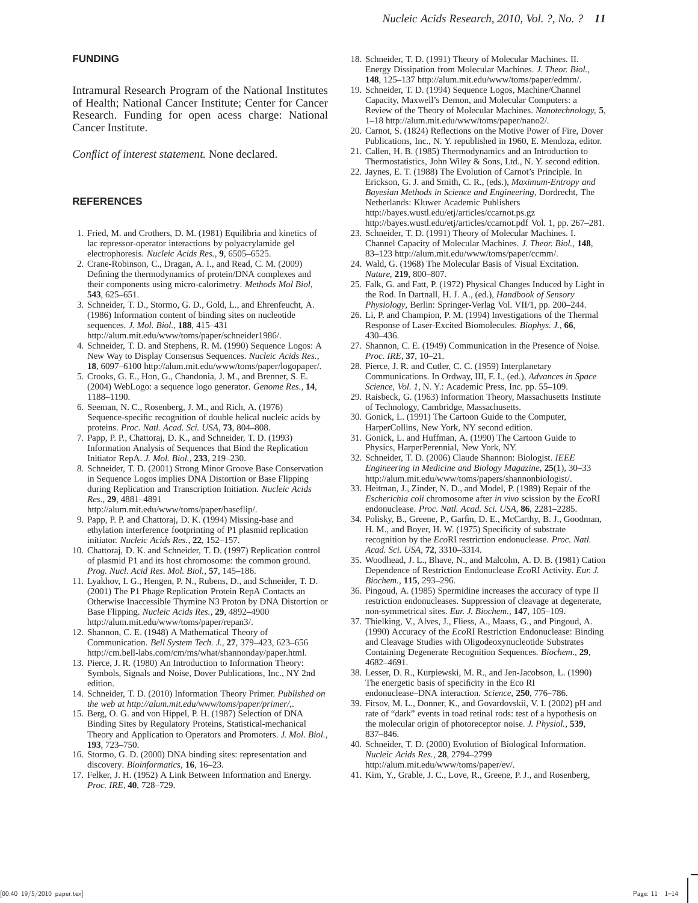## FUNDING

Intramural Research Program of the National Institutes of Health; National Cancer Institute; Center for Cancer Research. Funding for open acess charge: National Cancer Institute.

*Conflict of interest statement.* None declared.

## REFERENCES

1. Fried, M. and Crothers, D. M. (1981) Equilibria and kinetics of lac repressor-operator interactions by polyacrylamide gel electrophoresis. *Nucleic Acids Res.*, **9**, 6505–6525.
2. Crane-Robinson, C., Dragan, A. I., and Read, C. M. (2009) Defining the thermodynamics of protein/DNA complexes and their components using micro-calorimetry. *Methods Mol Biol*, **543**, 625–651.
3. Schneider, T. D., Stormo, G. D., Gold, L., and Ehrenfeucht, A. (1986) Information content of binding sites on nucleotide sequences. *J. Mol. Biol.*, **188**, 415–431 http://alum.mit.edu/www/toms/paper/schneider1986/.
4. Schneider, T. D. and Stephens, R. M. (1990) Sequence Logos: A New Way to Display Consensus Sequences. *Nucleic Acids Res.*, **18**, 6097–6100 http://alum.mit.edu/www/toms/paper/logopaper/.
5. Crooks, G. E., Hon, G., Chandonia, J. M., and Brenner, S. E. (2004) WebLogo: a sequence logo generator. *Genome Res.*, **14**, 1188–1190.
6. Seeman, N. C., Rosenberg, J. M., and Rich, A. (1976) Sequence-specific recognition of double helical nucleic acids by proteins. *Proc. Natl. Acad. Sci. USA*, **73**, 804–808.
7. Papp, P. P., Chattoraj, D. K., and Schneider, T. D. (1993) Information Analysis of Sequences that Bind the Replication Initiator RepA. *J. Mol. Biol.*, **233**, 219–230.
8. Schneider, T. D. (2001) Strong Minor Groove Base Conservation in Sequence Logos implies DNA Distortion or Base Flipping during Replication and Transcription Initiation. *Nucleic Acids Res.*, **29**, 4881–4891 http://alum.mit.edu/www/toms/paper/baseflip/.
9. Papp, P. P. and Chattoraj, D. K. (1994) Missing-base and ethylation interference footprinting of P1 plasmid replication initiator. *Nucleic Acids Res.*, **22**, 152–157.
10. Chattoraj, D. K. and Schneider, T. D. (1997) Replication control of plasmid P1 and its host chromosome: the common ground. *Prog. Nucl. Acid Res. Mol. Biol.*, **57**, 145–186.
11. Lyakhov, I. G., Hengen, P. N., Rubens, D., and Schneider, T. D. (2001) The P1 Phage Replication Protein RepA Contacts an Otherwise Inaccessible Thymine N3 Proton by DNA Distortion or Base Flipping. *Nucleic Acids Res.*, **29**, 4892–4900 http://alum.mit.edu/www/toms/paper/repan3/.
12. Shannon, C. E. (1948) A Mathematical Theory of Communication. *Bell System Tech. J.*, **27**, 379–423, 623–656 http://cm.bell-labs.com/cm/ms/what/shannonday/paper.html.
13. Pierce, J. R. (1980) An Introduction to Information Theory: Symbols, Signals and Noise, Dover Publications, Inc., NY 2nd edition.
14. Schneider, T. D. (2010) Information Theory Primer. *Published on the web at http://alum.mit.edu/www/toms/paper/primer/*,.
15. Berg, O. G. and von Hippel, P. H. (1987) Selection of DNA Binding Sites by Regulatory Proteins, Statistical-mechanical Theory and Application to Operators and Promoters. *J. Mol. Biol.*, **193**, 723–750.
16. Stormo, G. D. (2000) DNA binding sites: representation and discovery. *Bioinformatics*, **16**, 16–23.
17. Felker, J. H. (1952) A Link Between Information and Energy. *Proc. IRE*, **40**, 728–729.
18. Schneider, T. D. (1991) Theory of Molecular Machines. II. Energy Dissipation from Molecular Machines. *J. Theor. Biol.*, **148**, 125–137 http://alum.mit.edu/www/toms/paper/edmm/.
19. Schneider, T. D. (1994) Sequence Logos, Machine/Channel Capacity, Maxwell's Demon, and Molecular Computers: a Review of the Theory of Molecular Machines. *Nanotechnology*, **5**, 1–18 http://alum.mit.edu/www/toms/paper/nano2/.
20. Carnot, S. (1824) Reflections on the Motive Power of Fire, Dover Publications, Inc., N. Y. republished in 1960, E. Mendoza, editor.
21. Callen, H. B. (1985) Thermodynamics and an Introduction to Thermostatistics, John Wiley & Sons, Ltd., N. Y. second edition.
22. Jaynes, E. T. (1988) The Evolution of Carnot's Principle. In Erickson, G. J. and Smith, C. R., (eds.), *Maximum-Entropy and Bayesian Methods in Science and Engineering*, Dordrecht, The Netherlands: Kluwer Academic Publishers http://bayes.wustl.edu/etj/articles/ccarnot.ps.gz http://bayes.wustl.edu/etj/articles/ccarnot.pdf Vol. 1, pp. 267–281.
23. Schneider, T. D. (1991) Theory of Molecular Machines. I. Channel Capacity of Molecular Machines. *J. Theor. Biol.*, **148**, 83–123 http://alum.mit.edu/www/toms/paper/ccmm/.
24. Wald, G. (1968) The Molecular Basis of Visual Excitation. *Nature*, **219**, 800–807.
25. Falk, G. and Fatt, P. (1972) Physical Changes Induced by Light in the Rod. In Dartnall, H. J. A., (ed.), *Handbook of Sensory Physiology*, Berlin: Springer-Verlag Vol. VII/1, pp. 200–244.
26. Li, P. and Champion, P. M. (1994) Investigations of the Thermal Response of Laser-Excited Biomolecules. *Biophys. J.*, **66**, 430–436.
27. Shannon, C. E. (1949) Communication in the Presence of Noise. *Proc. IRE*, **37**, 10–21.
28. Pierce, J. R. and Cutler, C. C. (1959) Interplanetary Communications. In Ordway, III, F. I., (ed.), *Advances in Space Science, Vol. 1*, N. Y.: Academic Press, Inc. pp. 55–109.
29. Raisbeck, G. (1963) Information Theory, Massachusetts Institute of Technology, Cambridge, Massachusetts.
30. Gonick, L. (1991) The Cartoon Guide to the Computer, HarperCollins, New York, NY second edition.
31. Gonick, L. and Huffman, A. (1990) The Cartoon Guide to Physics, HarperPerennial, New York, NY.
32. Schneider, T. D. (2006) Claude Shannon: Biologist. *IEEE Engineering in Medicine and Biology Magazine*, **25**(1), 30–33 http://alum.mit.edu/www/toms/papers/shannonbiologist/.
33. Heitman, J., Zinder, N. D., and Model, P. (1989) Repair of the *Escherichia coli* chromosome after *in vivo* scission by the *Eco*RI endonuclease. *Proc. Natl. Acad. Sci. USA*, **86**, 2281–2285.
34. Polisky, B., Greene, P., Garfin, D. E., McCarthy, B. J., Goodman, H. M., and Boyer, H. W. (1975) Specificity of substrate recognition by the *Eco*RI restriction endonuclease. *Proc. Natl. Acad. Sci. USA*, **72**, 3310–3314.
35. Woodhead, J. L., Bhave, N., and Malcolm, A. D. B. (1981) Cation Dependence of Restriction Endonuclease *Eco*RI Activity. *Eur. J. Biochem.*, **115**, 293–296.
36. Pingoud, A. (1985) Spermidine increases the accuracy of type II restriction endonucleases. Suppression of cleavage at degenerate, non-symmetrical sites. *Eur. J. Biochem.*, **147**, 105–109.
37. Thielking, V., Alves, J., Fliess, A., Maass, G., and Pingoud, A. (1990) Accuracy of the *Eco*RI Restriction Endonuclease: Binding and Cleavage Studies with Oligodeoxynucleotide Substrates Containing Degenerate Recognition Sequences. *Biochem.*, **29**, 4682–4691.
38. Lesser, D. R., Kurpiewski, M. R., and Jen-Jacobson, L. (1990) The energetic basis of specificity in the Eco RI endonuclease–DNA interaction. *Science*, **250**, 776–786.
39. Firsov, M. L., Donner, K., and Govardovskii, V. I. (2002) pH and rate of "dark" events in toad retinal rods: test of a hypothesis on the molecular origin of photoreceptor noise. *J. Physiol.*, **539**, 837–846.
40. Schneider, T. D. (2000) Evolution of Biological Information. *Nucleic Acids Res.*, **28**, 2794–2799 http://alum.mit.edu/www/toms/paper/ev/.
41. Kim, Y., Grable, J. C., Love, R., Greene, P. J., and Rosenberg,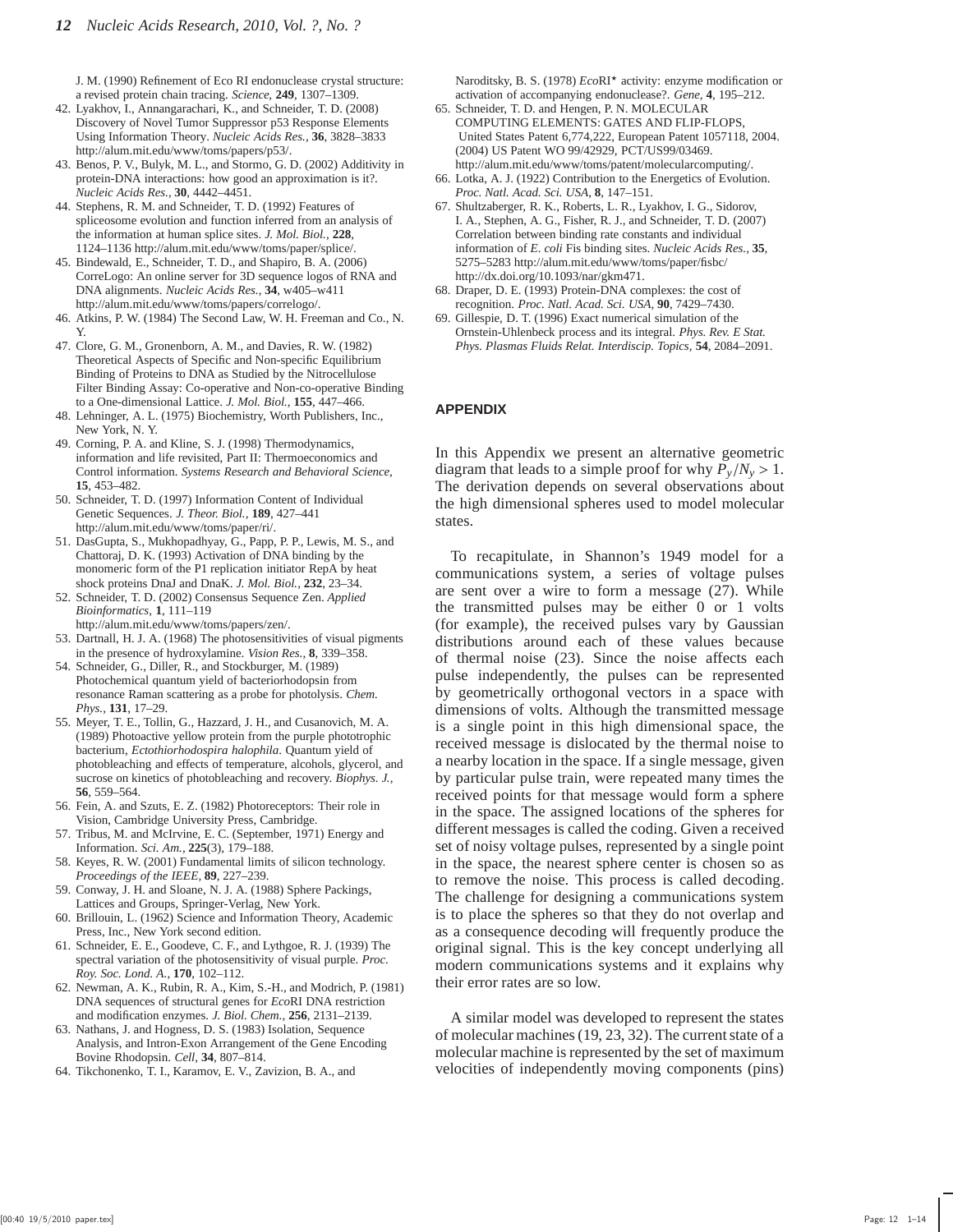J. M. (1990) Refinement of Eco RI endonuclease crystal structure: a revised protein chain tracing. *Science*, **249**, 1307–1309.

42. Lyakhov, I., Annangarachari, K., and Schneider, T. D. (2008) Discovery of Novel Tumor Suppressor p53 Response Elements Using Information Theory. *Nucleic Acids Res.*, **36**, 3828–3833 http://alum.mit.edu/www/toms/papers/p53/.
43. Benos, P. V., Bulyk, M. L., and Stormo, G. D. (2002) Additivity in protein-DNA interactions: how good an approximation is it?. *Nucleic Acids Res.*, **30**, 4442–4451.
44. Stephens, R. M. and Schneider, T. D. (1992) Features of spliceosome evolution and function inferred from an analysis of the information at human splice sites. *J. Mol. Biol.*, **228**, 1124–1136 http://alum.mit.edu/www/toms/paper/splice/.
45. Bindewald, E., Schneider, T. D., and Shapiro, B. A. (2006) CorreLogo: An online server for 3D sequence logos of RNA and DNA alignments. *Nucleic Acids Res.*, **34**, w405–w411 http://alum.mit.edu/www/toms/papers/correlogo/.
46. Atkins, P. W. (1984) The Second Law, W. H. Freeman and Co., N. Y.
47. Clore, G. M., Gronenborn, A. M., and Davies, R. W. (1982) Theoretical Aspects of Specific and Non-specific Equilibrium Binding of Proteins to DNA as Studied by the Nitrocellulose Filter Binding Assay: Co-operative and Non-co-operative Binding to a One-dimensional Lattice. *J. Mol. Biol.*, **155**, 447–466.
48. Lehninger, A. L. (1975) Biochemistry, Worth Publishers, Inc., New York, N. Y.
49. Corning, P. A. and Kline, S. J. (1998) Thermodynamics, information and life revisited, Part II: Thermoeconomics and Control information. *Systems Research and Behavioral Science*, **15**, 453–482.
50. Schneider, T. D. (1997) Information Content of Individual Genetic Sequences. *J. Theor. Biol.*, **189**, 427–441 http://alum.mit.edu/www/toms/paper/ri/.
51. DasGupta, S., Mukhopadhyay, G., Papp, P. P., Lewis, M. S., and Chattoraj, D. K. (1993) Activation of DNA binding by the monomeric form of the P1 replication initiator RepA by heat shock proteins DnaJ and DnaK. *J. Mol. Biol.*, **232**, 23–34.
52. Schneider, T. D. (2002) Consensus Sequence Zen. *Applied Bioinformatics*, **1**, 111–119 http://alum.mit.edu/www/toms/papers/zen/.
53. Dartnall, H. J. A. (1968) The photosensitivities of visual pigments in the presence of hydroxylamine. *Vision Res.*, **8**, 339–358.
54. Schneider, G., Diller, R., and Stockburger, M. (1989) Photochemical quantum yield of bacteriorhodopsin from resonance Raman scattering as a probe for photolysis. *Chem. Phys.*, **131**, 17–29.
55. Meyer, T. E., Tollin, G., Hazzard, J. H., and Cusanovich, M. A. (1989) Photoactive yellow protein from the purple phototrophic bacterium, *Ectothiorhodospira halophila*. Quantum yield of photobleaching and effects of temperature, alcohols, glycerol, and sucrose on kinetics of photobleaching and recovery. *Biophys. J.*, **56**, 559–564.
56. Fein, A. and Szuts, E. Z. (1982) Photoreceptors: Their role in Vision, Cambridge University Press, Cambridge.
57. Tribus, M. and McIrvine, E. C. (September, 1971) Energy and Information. *Sci. Am.*, **225**(3), 179–188.
58. Keyes, R. W. (2001) Fundamental limits of silicon technology. *Proceedings of the IEEE*, **89**, 227–239.
59. Conway, J. H. and Sloane, N. J. A. (1988) Sphere Packings, Lattices and Groups, Springer-Verlag, New York.
60. Brillouin, L. (1962) Science and Information Theory, Academic Press, Inc., New York second edition.
61. Schneider, E. E., Goodeve, C. F., and Lythgoe, R. J. (1939) The spectral variation of the photosensitivity of visual purple. *Proc. Roy. Soc. Lond. A.*, **170**, 102–112.
62. Newman, A. K., Rubin, R. A., Kim, S.-H., and Modrich, P. (1981) DNA sequences of structural genes for *Eco*RI DNA restriction and modification enzymes. *J. Biol. Chem.*, **256**, 2131–2139.
63. Nathans, J. and Hogness, D. S. (1983) Isolation, Sequence Analysis, and Intron-Exon Arrangement of the Gene Encoding Bovine Rhodopsin. *Cell*, **34**, 807–814.
64. Tikchonenko, T. I., Karamov, E. V., Zavizion, B. A., and Naroditsky, B. S. (1978) *Eco*RI* activity: enzyme modification or activation of accompanying endonuclease?. *Gene*, **4**, 195–212.
65. Schneider, T. D. and Hengen, P. N. MOLECULAR COMPUTING ELEMENTS: GATES AND FLIP-FLOPS, United States Patent 6,774,222, European Patent 1057118, 2004. (2004) US Patent WO 99/42929, PCT/US99/03469. http://alum.mit.edu/www/toms/patent/molecularcomputing/.
66. Lotka, A. J. (1922) Contribution to the Energetics of Evolution. *Proc. Natl. Acad. Sci. USA*, **8**, 147–151.
67. Shultzaberger, R. K., Roberts, L. R., Lyakhov, I. G., Sidorov, I. A., Stephen, A. G., Fisher, R. J., and Schneider, T. D. (2007) Correlation between binding rate constants and individual information of *E. coli* Fis binding sites. *Nucleic Acids Res.*, **35**, 5275–5283 http://alum.mit.edu/www/toms/paper/fisbc/ http://dx.doi.org/10.1093/nar/gkm471.
68. Draper, D. E. (1993) Protein-DNA complexes: the cost of recognition. *Proc. Natl. Acad. Sci. USA*, **90**, 7429–7430.
69. Gillespie, D. T. (1996) Exact numerical simulation of the Ornstein-Uhlenbeck process and its integral. *Phys. Rev. E Stat. Phys. Plasmas Fluids Relat. Interdiscip. Topics*, **54**, 2084–2091.

## APPENDIX

In this Appendix we present an alternative geometric diagram that leads to a simple proof for why $P_y/N_y > 1$. The derivation depends on several observations about the high dimensional spheres used to model molecular states.

To recapitulate, in Shannon's 1949 model for a communications system, a series of voltage pulses are sent over a wire to form a message (27). While the transmitted pulses may be either 0 or 1 volts (for example), the received pulses vary by Gaussian distributions around each of these values because of thermal noise (23). Since the noise affects each pulse independently, the pulses can be represented by geometrically orthogonal vectors in a space with dimensions of volts. Although the transmitted message is a single point in this high dimensional space, the received message is dislocated by the thermal noise to a nearby location in the space. If a single message, given by particular pulse train, were repeated many times the received points for that message would form a sphere in the space. The assigned locations of the spheres for different messages is called the coding. Given a received set of noisy voltage pulses, represented by a single point in the space, the nearest sphere center is chosen so as to remove the noise. This process is called decoding. The challenge for designing a communications system is to place the spheres so that they do not overlap and as a consequence decoding will frequently produce the original signal. This is the key concept underlying all modern communications systems and it explains why their error rates are so low.

A similar model was developed to represent the states of molecular machines (19, 23, 32). The current state of a molecular machine is represented by the set of maximum velocities of independently moving components (pins)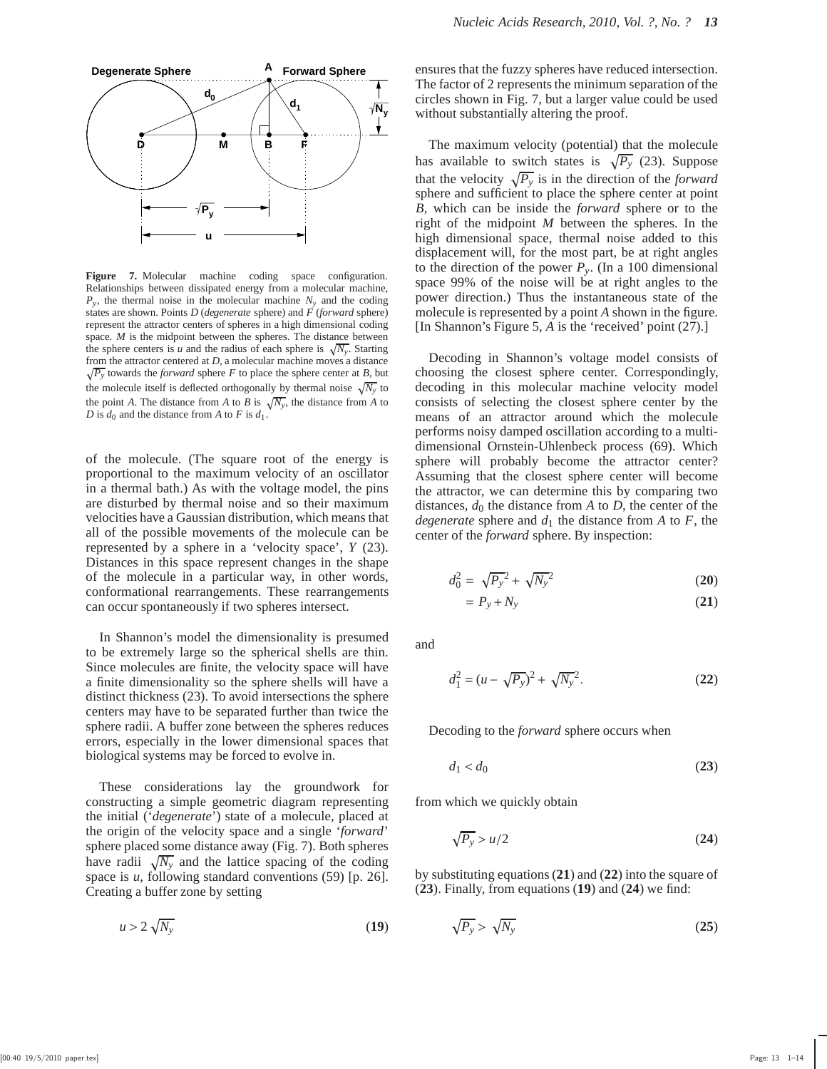Degenerate Sphere | Forward Sphere

**Figure 7.** Molecular machine coding space configuration. Relationships between dissipated energy from a molecular machine, $P_y$, the thermal noise in the molecular machine $N_y$ and the coding states are shown. Points $D$ (*degenerate* sphere) and $F$ (*forward* sphere) represent the attractor centers of spheres in a high dimensional coding space. $M$ is the midpoint between the spheres. The distance between the sphere centers is $u$ and the radius of each sphere is $\sqrt{N_y}$. Starting from the attractor centered at $D$, a molecular machine moves a distance $\sqrt{P_y}$ towards the *forward* sphere $F$ to place the sphere center at $B$, but the molecule itself is deflected orthogonally by thermal noise $\sqrt{N_y}$ to the point $A$. The distance from $A$ to $B$ is $\sqrt{N_y}$, the distance from $A$ to $D$ is $d_0$ and the distance from $A$ to $F$ is $d_1$.

of the molecule. (The square root of the energy is proportional to the maximum velocity of an oscillator in a thermal bath.) As with the voltage model, the pins are disturbed by thermal noise and so their maximum velocities have a Gaussian distribution, which means that all of the possible movements of the molecule can be represented by a sphere in a 'velocity space', $Y$ (23). Distances in this space represent changes in the shape of the molecule in a particular way, in other words, conformational rearrangements. These rearrangements can occur spontaneously if two spheres intersect.

In Shannon's model the dimensionality is presumed to be extremely large so the spherical shells are thin. Since molecules are finite, the velocity space will have a finite dimensionality so the sphere shells will have a distinct thickness (23). To avoid intersections the sphere centers may have to be separated further than twice the sphere radii. A buffer zone between the spheres reduces errors, especially in the lower dimensional spaces that biological systems may be forced to evolve in.

These considerations lay the groundwork for constructing a simple geometric diagram representing the initial ('*degenerate*') state of a molecule, placed at the origin of the velocity space and a single '*forward*' sphere placed some distance away (Fig. 7). Both spheres have radii $\sqrt{N_y}$ and the lattice spacing of the coding space is $u$, following standard conventions (59) [p. 26]. Creating a buffer zone by setting

$$u > 2\sqrt{N_y} \quad \textbf{(19)}$$

ensures that the fuzzy spheres have reduced intersection. The factor of 2 represents the minimum separation of the circles shown in Fig. 7, but a larger value could be used without substantially altering the proof.

The maximum velocity (potential) that the molecule has available to switch states is $\sqrt{P_y}$ (23). Suppose that the velocity $\sqrt{P_y}$ is in the direction of the *forward* sphere and sufficient to place the sphere center at point $B$, which can be inside the *forward* sphere or to the right of the midpoint $M$ between the spheres. In the high dimensional space, thermal noise added to this displacement will, for the most part, be at right angles to the direction of the power $P_y$. (In a 100 dimensional space 99% of the noise will be at right angles to the power direction.) Thus the instantaneous state of the molecule is represented by a point $A$ shown in the figure. [In Shannon's Figure 5, $A$ is the 'received' point (27).]

Decoding in Shannon's voltage model consists of choosing the closest sphere center. Correspondingly, decoding in this molecular machine velocity model consists of selecting the closest sphere center by the means of an attractor around which the molecule performs noisy damped oscillation according to a multi-dimensional Ornstein-Uhlenbeck process (69). Which sphere will probably become the attractor center? Assuming that the closest sphere center will become the attractor, we can determine this by comparing two distances, $d_0$ the distance from $A$ to $D$, the center of the *degenerate* sphere and $d_1$ the distance from $A$ to $F$, the center of the *forward* sphere. By inspection:

$$d_0^2 = \sqrt{P_y}^2 + \sqrt{N_y}^2 \quad \textbf{(20)}$$

$$= P_y + N_y \quad \textbf{(21)}$$

and

$$d_1^2 = (u - \sqrt{P_y})^2 + \sqrt{N_y}^2. \quad \textbf{(22)}$$

Decoding to the *forward* sphere occurs when

$$d_1 < d_0 \quad \textbf{(23)}$$

from which we quickly obtain

$$\sqrt{P_y} > u/2 \quad \textbf{(24)}$$

by substituting equations (**21**) and (**22**) into the square of (**23**). Finally, from equations (**19**) and (**24**) we find:

$$\sqrt{P_y} > \sqrt{N_y} \quad \textbf{(25)}$$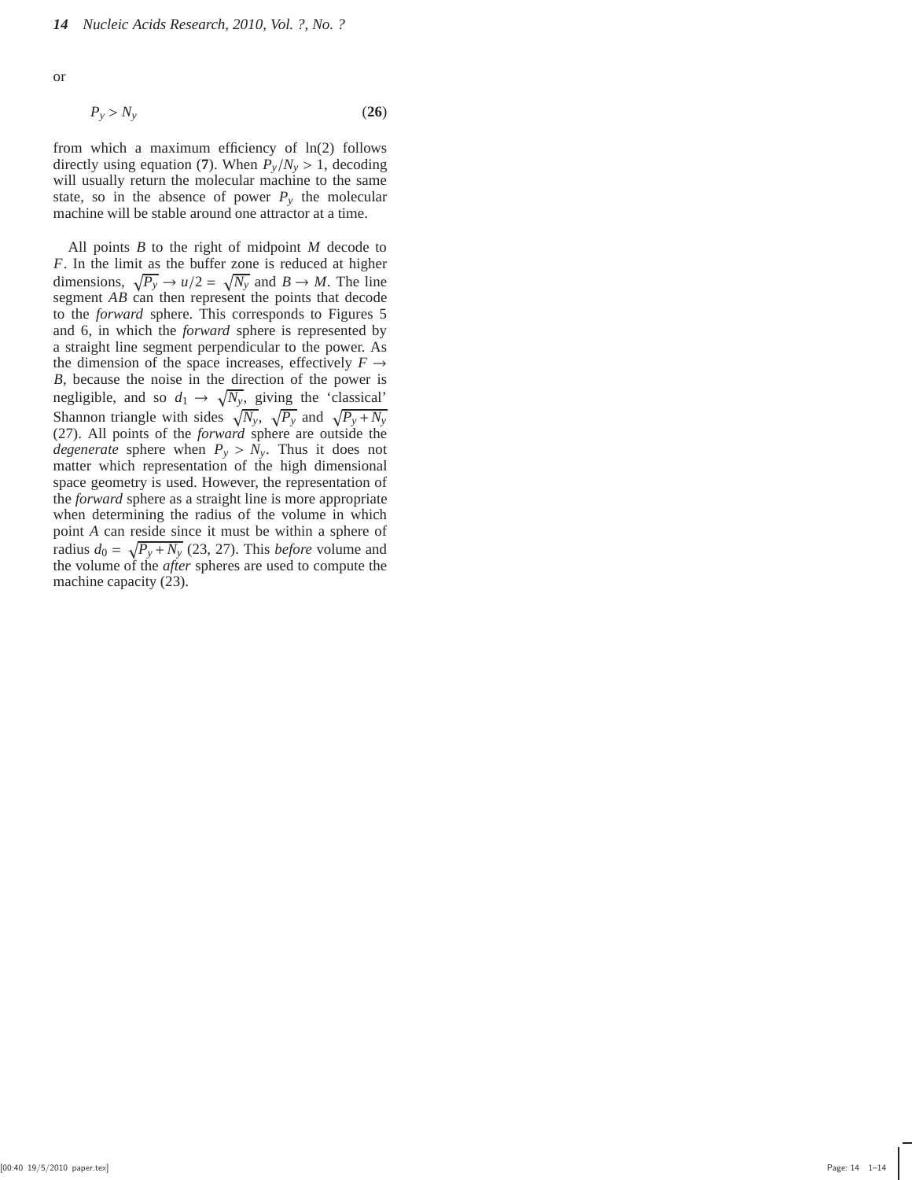or

$$P_y > N_y \tag{26}$$

from which a maximum efficiency of ln(2) follows directly using equation (**7**). When $P_y/N_y > 1$, decoding will usually return the molecular machine to the same state, so in the absence of power $P_y$ the molecular machine will be stable around one attractor at a time.

All points $B$ to the right of midpoint $M$ decode to $F$. In the limit as the buffer zone is reduced at higher dimensions, $\sqrt{P_y} \to u/2 = \sqrt{N_y}$ and $B \to M$. The line segment $AB$ can then represent the points that decode to the *forward* sphere. This corresponds to Figures 5 and 6, in which the *forward* sphere is represented by a straight line segment perpendicular to the power. As the dimension of the space increases, effectively $F \to B$, because the noise in the direction of the power is negligible, and so $d_1 \to \sqrt{N_y}$, giving the 'classical' Shannon triangle with sides $\sqrt{N_y}$, $\sqrt{P_y}$ and $\sqrt{P_y + N_y}$ (27). All points of the *forward* sphere are outside the *degenerate* sphere when $P_y > N_y$. Thus it does not matter which representation of the high dimensional space geometry is used. However, the representation of the *forward* sphere as a straight line is more appropriate when determining the radius of the volume in which point $A$ can reside since it must be within a sphere of radius $d_0 = \sqrt{P_y + N_y}$ (23, 27). This *before* volume and the volume of the *after* spheres are used to compute the machine capacity (23).